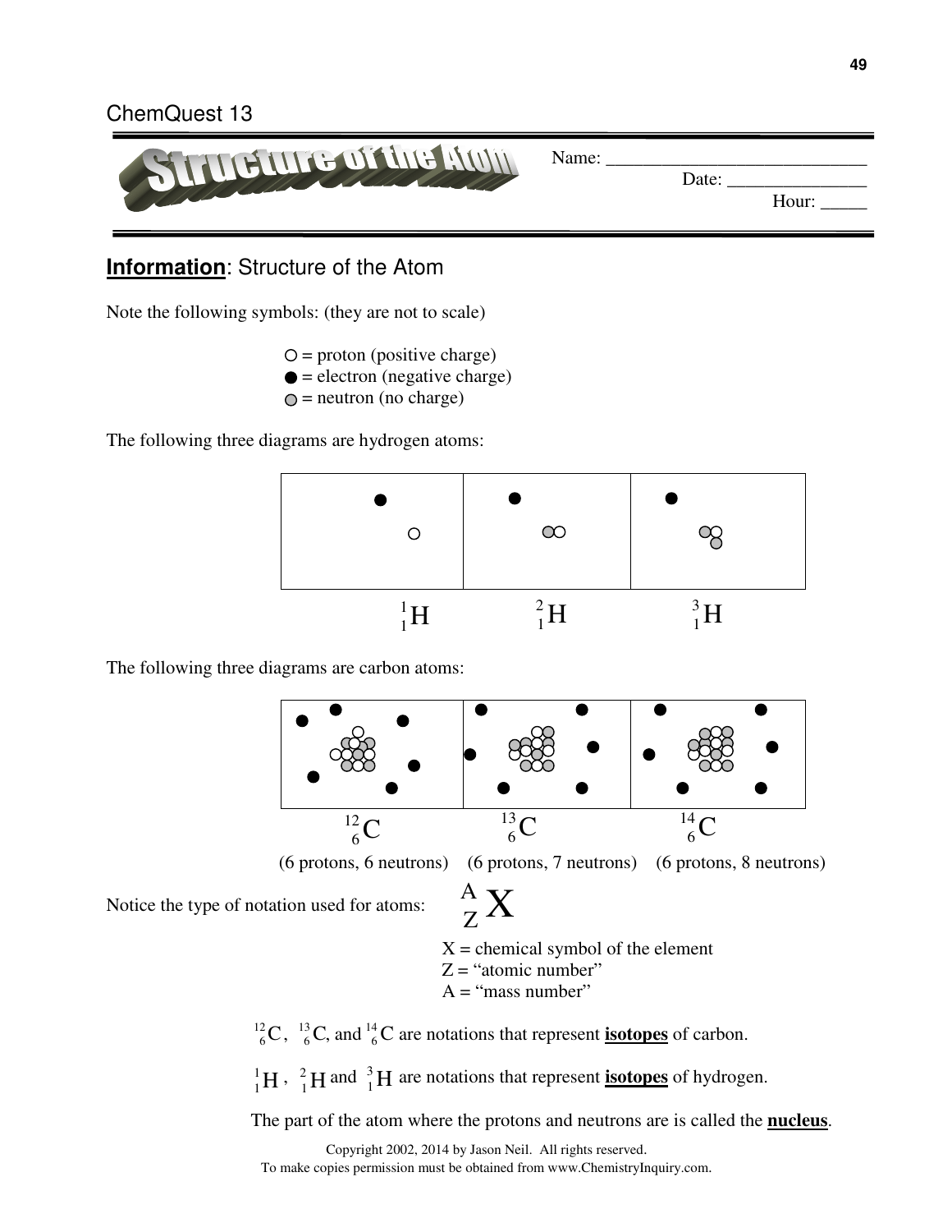ChemQuest 13

# Structure of the Atom

Name: ___________________________

Date: _______________

Hour: _____

## **Information**: Structure of the Atom

Note the following symbols: (they are not to scale)

○ = proton (positive charge)
● = electron (negative charge)
◍ = neutron (no charge)

The following three diagrams are hydrogen atoms:

$^{1}_{1}H$ $^{2}_{1}H$ $^{3}_{1}H$

The following three diagrams are carbon atoms:

| $^{12}_{6}C$ | $^{13}_{6}C$ | $^{14}_{6}C$ |
|---|---|---|
| (6 protons, 6 neutrons) | (6 protons, 7 neutrons) | (6 protons, 8 neutrons) |

Notice the type of notation used for atoms: $^{A}_{Z}X$

X = chemical symbol of the element
Z = "atomic number"
A = "mass number"

$^{12}_{6}C$, $^{13}_{6}C$, and $^{14}_{6}C$ are notations that represent **<u>isotopes</u>** of carbon.

$^{1}_{1}H$, $^{2}_{1}H$ and $^{3}_{1}H$ are notations that represent **<u>isotopes</u>** of hydrogen.

The part of the atom where the protons and neutrons are is called the **<u>nucleus</u>**.

Copyright 2002, 2014 by Jason Neil. All rights reserved.
To make copies permission must be obtained from www.ChemistryInquiry.com.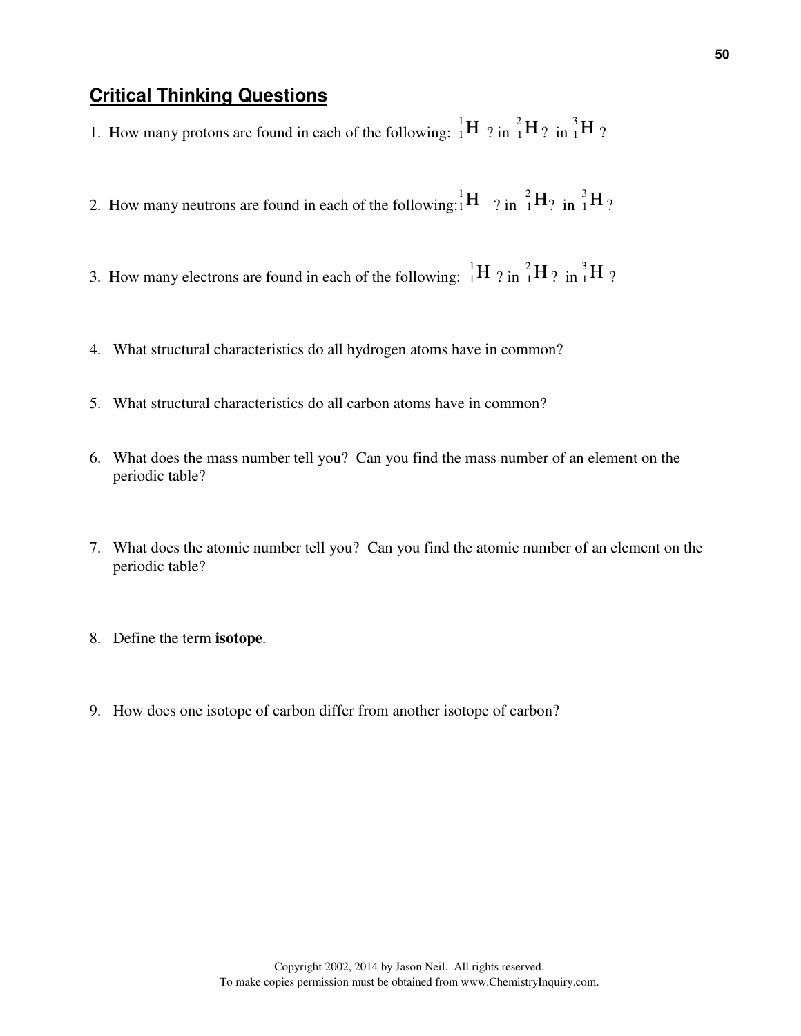## Critical Thinking Questions

1. How many protons are found in each of the following: ${}^{1}_{1}\text{H}$ ? in ${}^{2}_{1}\text{H}$ ? in ${}^{3}_{1}\text{H}$ ?

2. How many neutrons are found in each of the following: ${}^{1}_{1}\text{H}$ ? in ${}^{2}_{1}\text{H}$? in ${}^{3}_{1}\text{H}$ ?

3. How many electrons are found in each of the following: ${}^{1}_{1}\text{H}$ ? in ${}^{2}_{1}\text{H}$ ? in ${}^{3}_{1}\text{H}$ ?

4. What structural characteristics do all hydrogen atoms have in common?

5. What structural characteristics do all carbon atoms have in common?

6. What does the mass number tell you? Can you find the mass number of an element on the periodic table?

7. What does the atomic number tell you? Can you find the atomic number of an element on the periodic table?

8. Define the term **isotope**.

9. How does one isotope of carbon differ from another isotope of carbon?

Copyright 2002, 2014 by Jason Neil. All rights reserved.
To make copies permission must be obtained from www.ChemistryInquiry.com.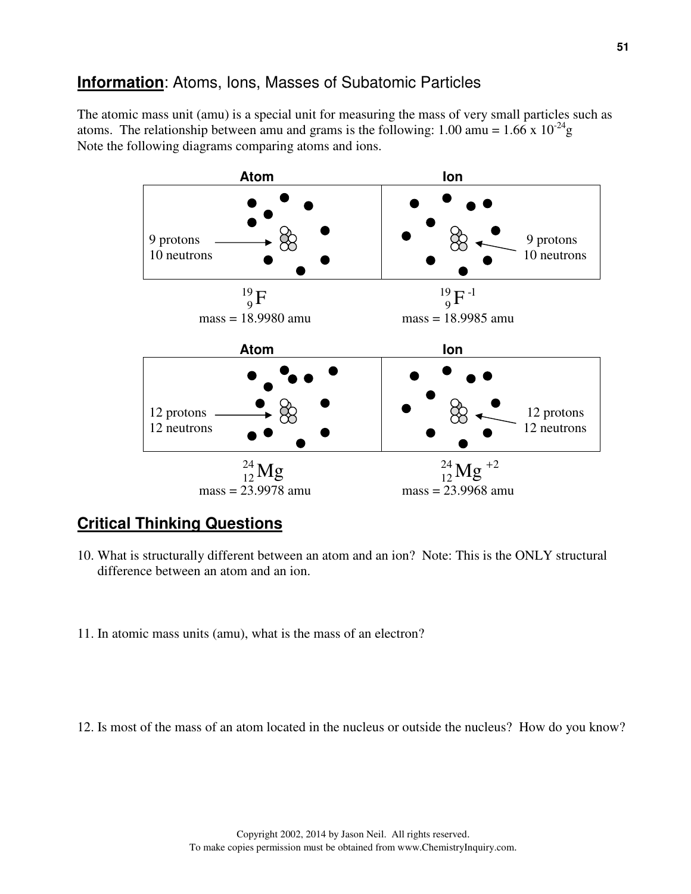## **Information**: Atoms, Ions, Masses of Subatomic Particles

The atomic mass unit (amu) is a special unit for measuring the mass of very small particles such as atoms. The relationship between amu and grams is the following: 1.00 amu = $1.66 \times 10^{-24}$g
Note the following diagrams comparing atoms and ions.

| **Atom** | **Ion** |
| --- | --- |
| 9 protons, 10 neutrons | 9 protons, 10 neutrons |
| $^{19}_{9}F$ mass = 18.9980 amu | $^{19}_{9}F^{-1}$ mass = 18.9985 amu |

| **Atom** | **Ion** |
| --- | --- |
| 12 protons, 12 neutrons | 12 protons, 12 neutrons |
| $^{24}_{12}Mg$ mass = 23.9978 amu | $^{24}_{12}Mg^{+2}$ mass = 23.9968 amu |

## **Critical Thinking Questions**

10. What is structurally different between an atom and an ion? Note: This is the ONLY structural difference between an atom and an ion.

11. In atomic mass units (amu), what is the mass of an electron?

12. Is most of the mass of an atom located in the nucleus or outside the nucleus? How do you know?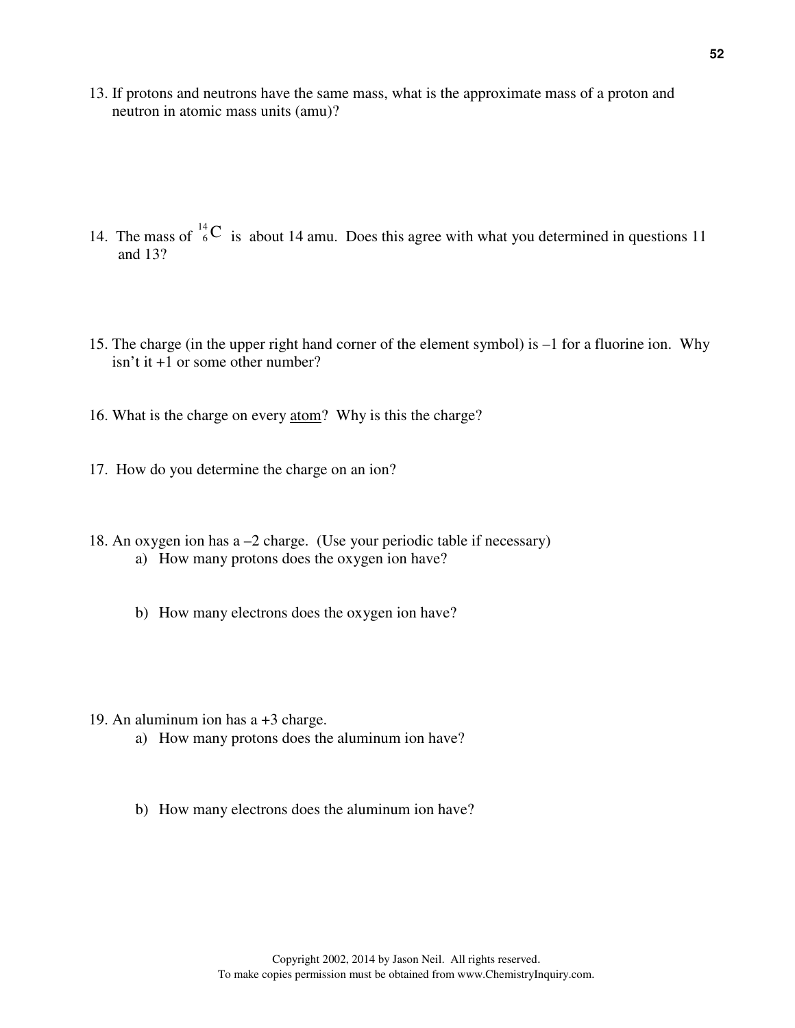13. If protons and neutrons have the same mass, what is the approximate mass of a proton and neutron in atomic mass units (amu)?

14. The mass of ${}^{14}_{6}C$ is about 14 amu. Does this agree with what you determined in questions 11 and 13?

15. The charge (in the upper right hand corner of the element symbol) is –1 for a fluorine ion. Why isn't it +1 or some other number?

16. What is the charge on every atom? Why is this the charge?

17. How do you determine the charge on an ion?

18. An oxygen ion has a –2 charge. (Use your periodic table if necessary)
    a) How many protons does the oxygen ion have?

    b) How many electrons does the oxygen ion have?

19. An aluminum ion has a +3 charge.
    a) How many protons does the aluminum ion have?

    b) How many electrons does the aluminum ion have?

Copyright 2002, 2014 by Jason Neil. All rights reserved.
To make copies permission must be obtained from www.ChemistryInquiry.com.